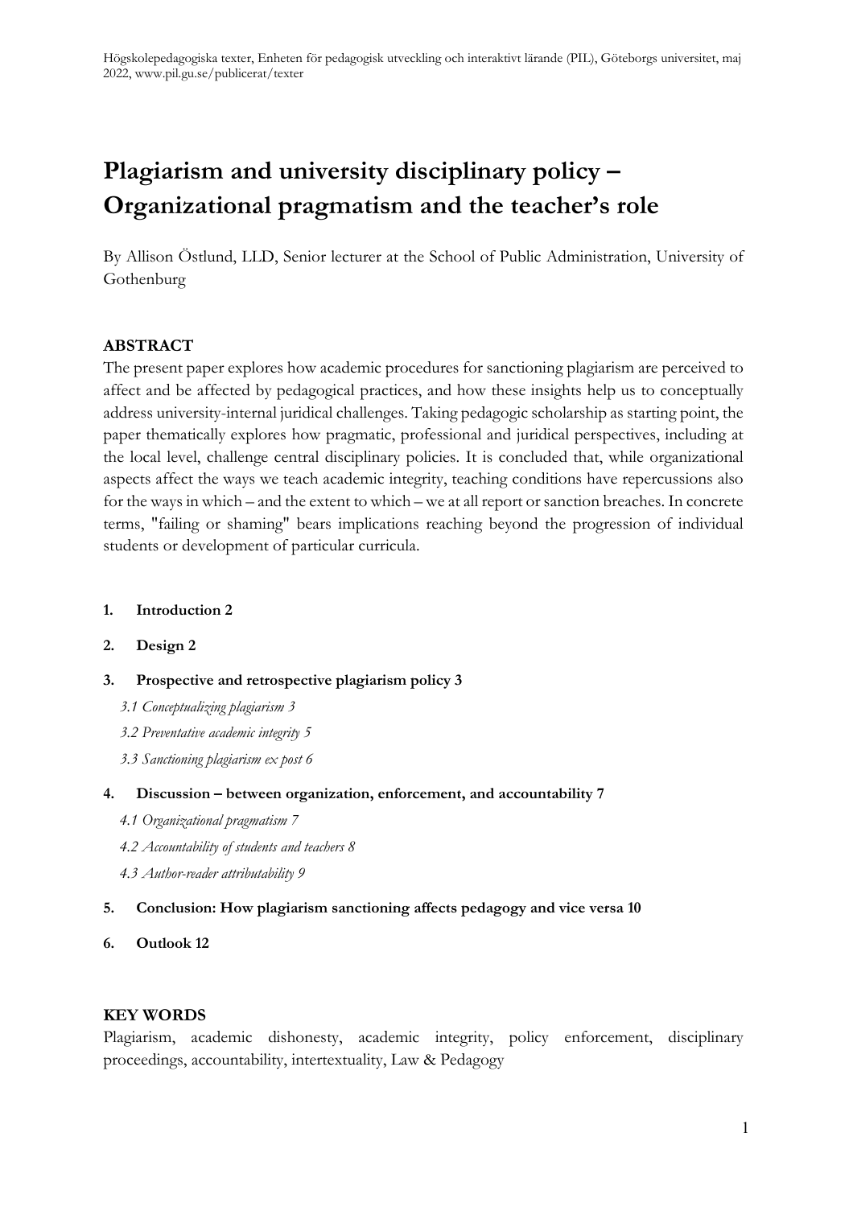# Plagiarism and university disciplinary policy – Organizational pragmatism and the teacher's role

By Allison Östlund, LLD, Senior lecturer at the School of Public Administration, University of Gothenburg

## ABSTRACT

The present paper explores how academic procedures for sanctioning plagiarism are perceived to affect and be affected by pedagogical practices, and how these insights help us to conceptually address university-internal juridical challenges. Taking pedagogic scholarship as starting point, the paper thematically explores how pragmatic, professional and juridical perspectives, including at the local level, challenge central disciplinary policies. It is concluded that, while organizational aspects affect the ways we teach academic integrity, teaching conditions have repercussions also for the ways in which – and the extent to which – we at all report or sanction breaches. In concrete terms, "failing or shaming" bears implications reaching beyond the progression of individual students or development of particular curricula.

1. **Introduction 2**
2. **Design 2**
3. **Prospective and retrospective plagiarism policy 3**
   - *3.1 Conceptualizing plagiarism 3*
   - *3.2 Preventative academic integrity 5*
   - *3.3 Sanctioning plagiarism ex post 6*
4. **Discussion – between organization, enforcement, and accountability 7**
   - *4.1 Organizational pragmatism 7*
   - *4.2 Accountability of students and teachers 8*
   - *4.3 Author-reader attributability 9*
5. **Conclusion: How plagiarism sanctioning affects pedagogy and vice versa 10**
6. **Outlook 12**

## KEY WORDS

Plagiarism, academic dishonesty, academic integrity, policy enforcement, disciplinary proceedings, accountability, intertextuality, Law & Pedagogy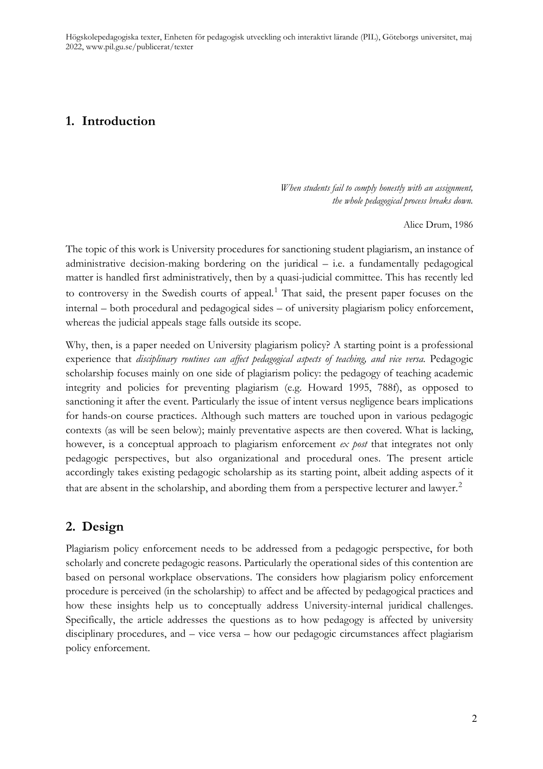## 1. Introduction

*When students fail to comply honestly with an assignment, the whole pedagogical process breaks down.*

Alice Drum, 1986

The topic of this work is University procedures for sanctioning student plagiarism, an instance of administrative decision-making bordering on the juridical – i.e. a fundamentally pedagogical matter is handled first administratively, then by a quasi-judicial committee. This has recently led to controversy in the Swedish courts of appeal.[1] That said, the present paper focuses on the internal – both procedural and pedagogical sides – of university plagiarism policy enforcement, whereas the judicial appeals stage falls outside its scope.

Why, then, is a paper needed on University plagiarism policy? A starting point is a professional experience that *disciplinary routines can affect pedagogical aspects of teaching, and vice versa.* Pedagogic scholarship focuses mainly on one side of plagiarism policy: the pedagogy of teaching academic integrity and policies for preventing plagiarism (e.g. Howard 1995, 788f), as opposed to sanctioning it after the event. Particularly the issue of intent versus negligence bears implications for hands-on course practices. Although such matters are touched upon in various pedagogic contexts (as will be seen below); mainly preventative aspects are then covered. What is lacking, however, is a conceptual approach to plagiarism enforcement *ex post* that integrates not only pedagogic perspectives, but also organizational and procedural ones. The present article accordingly takes existing pedagogic scholarship as its starting point, albeit adding aspects of it that are absent in the scholarship, and abording them from a perspective lecturer and lawyer.[2]

## 2. Design

Plagiarism policy enforcement needs to be addressed from a pedagogic perspective, for both scholarly and concrete pedagogic reasons. Particularly the operational sides of this contention are based on personal workplace observations. The considers how plagiarism policy enforcement procedure is perceived (in the scholarship) to affect and be affected by pedagogical practices and how these insights help us to conceptually address University-internal juridical challenges. Specifically, the article addresses the questions as to how pedagogy is affected by university disciplinary procedures, and – vice versa – how our pedagogic circumstances affect plagiarism policy enforcement.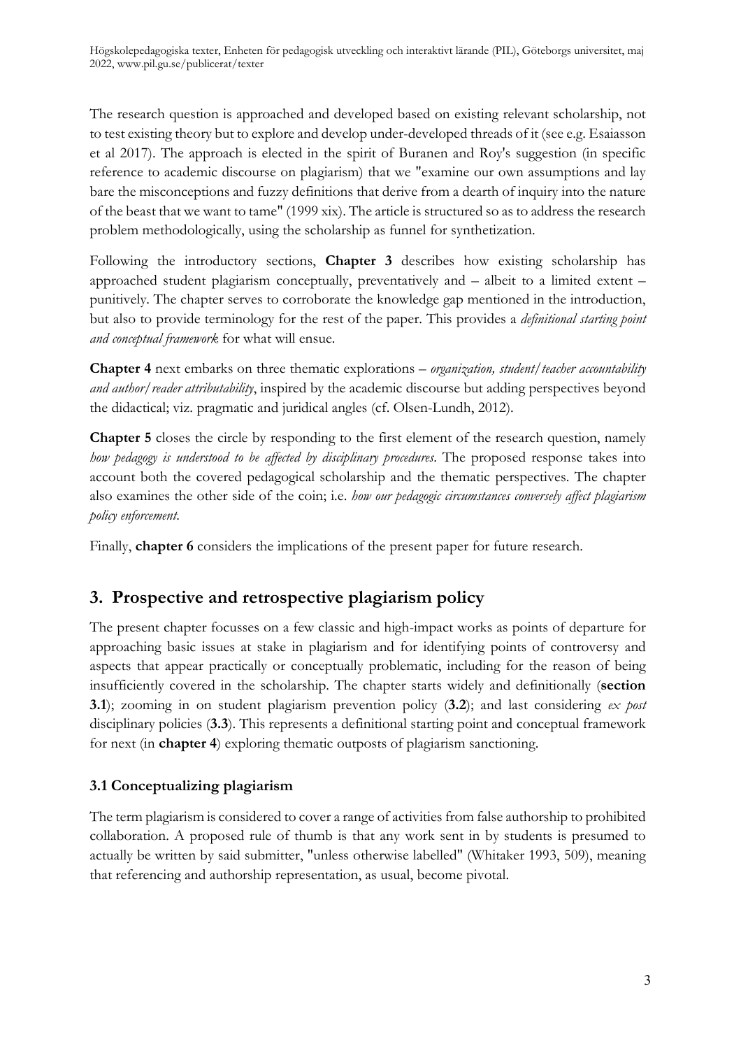The research question is approached and developed based on existing relevant scholarship, not to test existing theory but to explore and develop under-developed threads of it (see e.g. Esaiasson et al 2017). The approach is elected in the spirit of Buranen and Roy's suggestion (in specific reference to academic discourse on plagiarism) that we "examine our own assumptions and lay bare the misconceptions and fuzzy definitions that derive from a dearth of inquiry into the nature of the beast that we want to tame" (1999 xix). The article is structured so as to address the research problem methodologically, using the scholarship as funnel for synthetization.

Following the introductory sections, **Chapter 3** describes how existing scholarship has approached student plagiarism conceptually, preventatively and – albeit to a limited extent – punitively. The chapter serves to corroborate the knowledge gap mentioned in the introduction, but also to provide terminology for the rest of the paper. This provides a *definitional starting point and conceptual framework* for what will ensue.

**Chapter 4** next embarks on three thematic explorations – *organization, student/teacher accountability and author/reader attributability*, inspired by the academic discourse but adding perspectives beyond the didactical; viz. pragmatic and juridical angles (cf. Olsen-Lundh, 2012).

**Chapter 5** closes the circle by responding to the first element of the research question, namely *how pedagogy is understood to be affected by disciplinary procedures*. The proposed response takes into account both the covered pedagogical scholarship and the thematic perspectives. The chapter also examines the other side of the coin; i.e. *how our pedagogic circumstances conversely affect plagiarism policy enforcement*.

Finally, **chapter 6** considers the implications of the present paper for future research.

## 3. Prospective and retrospective plagiarism policy

The present chapter focusses on a few classic and high-impact works as points of departure for approaching basic issues at stake in plagiarism and for identifying points of controversy and aspects that appear practically or conceptually problematic, including for the reason of being insufficiently covered in the scholarship. The chapter starts widely and definitionally (**section 3.1**); zooming in on student plagiarism prevention policy (**3.2**); and last considering *ex post* disciplinary policies (**3.3**). This represents a definitional starting point and conceptual framework for next (in **chapter 4**) exploring thematic outposts of plagiarism sanctioning.

### 3.1 Conceptualizing plagiarism

The term plagiarism is considered to cover a range of activities from false authorship to prohibited collaboration. A proposed rule of thumb is that any work sent in by students is presumed to actually be written by said submitter, "unless otherwise labelled" (Whitaker 1993, 509), meaning that referencing and authorship representation, as usual, become pivotal.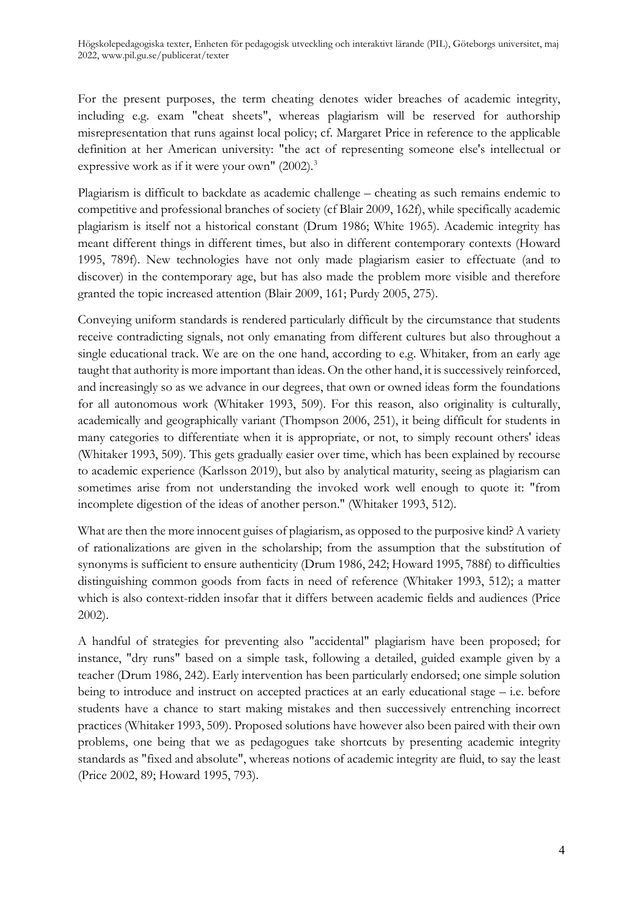For the present purposes, the term cheating denotes wider breaches of academic integrity, including e.g. exam "cheat sheets", whereas plagiarism will be reserved for authorship misrepresentation that runs against local policy; cf. Margaret Price in reference to the applicable definition at her American university: "the act of representing someone else's intellectual or expressive work as if it were your own" (2002).[3]

Plagiarism is difficult to backdate as academic challenge – cheating as such remains endemic to competitive and professional branches of society (cf Blair 2009, 162f), while specifically academic plagiarism is itself not a historical constant (Drum 1986; White 1965). Academic integrity has meant different things in different times, but also in different contemporary contexts (Howard 1995, 789f). New technologies have not only made plagiarism easier to effectuate (and to discover) in the contemporary age, but has also made the problem more visible and therefore granted the topic increased attention (Blair 2009, 161; Purdy 2005, 275).

Conveying uniform standards is rendered particularly difficult by the circumstance that students receive contradicting signals, not only emanating from different cultures but also throughout a single educational track. We are on the one hand, according to e.g. Whitaker, from an early age taught that authority is more important than ideas. On the other hand, it is successively reinforced, and increasingly so as we advance in our degrees, that own or owned ideas form the foundations for all autonomous work (Whitaker 1993, 509). For this reason, also originality is culturally, academically and geographically variant (Thompson 2006, 251), it being difficult for students in many categories to differentiate when it is appropriate, or not, to simply recount others' ideas (Whitaker 1993, 509). This gets gradually easier over time, which has been explained by recourse to academic experience (Karlsson 2019), but also by analytical maturity, seeing as plagiarism can sometimes arise from not understanding the invoked work well enough to quote it: "from incomplete digestion of the ideas of another person." (Whitaker 1993, 512).

What are then the more innocent guises of plagiarism, as opposed to the purposive kind? A variety of rationalizations are given in the scholarship; from the assumption that the substitution of synonyms is sufficient to ensure authenticity (Drum 1986, 242; Howard 1995, 788f) to difficulties distinguishing common goods from facts in need of reference (Whitaker 1993, 512); a matter which is also context-ridden insofar that it differs between academic fields and audiences (Price 2002).

A handful of strategies for preventing also "accidental" plagiarism have been proposed; for instance, "dry runs" based on a simple task, following a detailed, guided example given by a teacher (Drum 1986, 242). Early intervention has been particularly endorsed; one simple solution being to introduce and instruct on accepted practices at an early educational stage – i.e. before students have a chance to start making mistakes and then successively entrenching incorrect practices (Whitaker 1993, 509). Proposed solutions have however also been paired with their own problems, one being that we as pedagogues take shortcuts by presenting academic integrity standards as "fixed and absolute", whereas notions of academic integrity are fluid, to say the least (Price 2002, 89; Howard 1995, 793).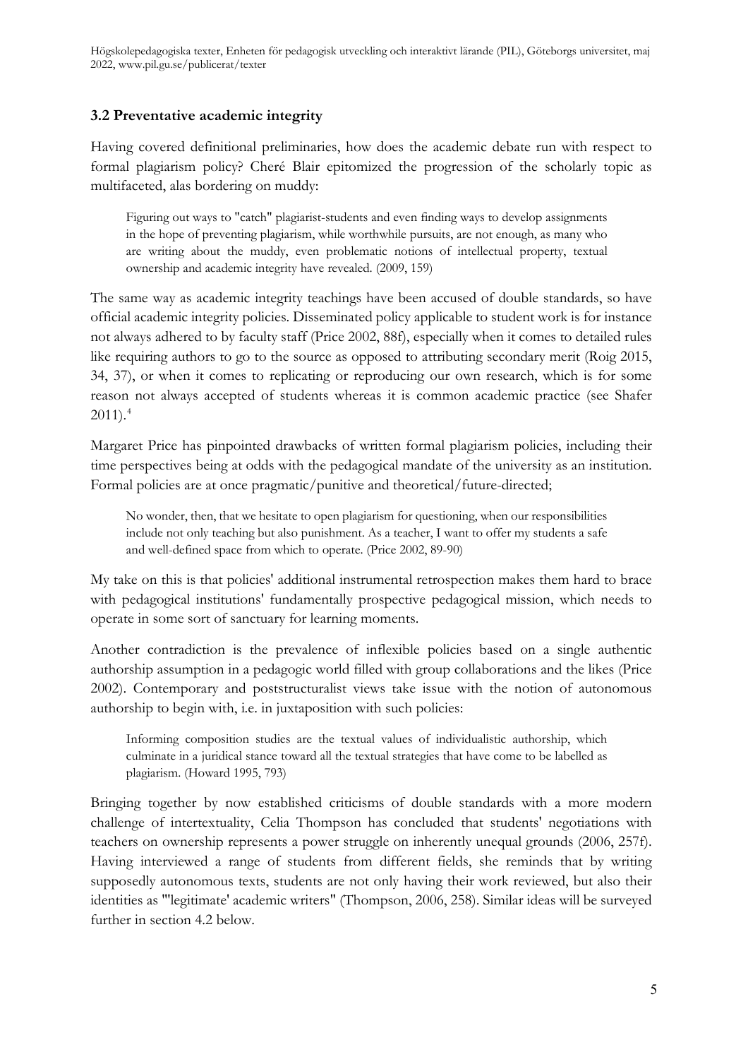### 3.2 Preventative academic integrity

Having covered definitional preliminaries, how does the academic debate run with respect to formal plagiarism policy? Cheré Blair epitomized the progression of the scholarly topic as multifaceted, alas bordering on muddy:

> Figuring out ways to "catch" plagiarist-students and even finding ways to develop assignments in the hope of preventing plagiarism, while worthwhile pursuits, are not enough, as many who are writing about the muddy, even problematic notions of intellectual property, textual ownership and academic integrity have revealed. (2009, 159)

The same way as academic integrity teachings have been accused of double standards, so have official academic integrity policies. Disseminated policy applicable to student work is for instance not always adhered to by faculty staff (Price 2002, 88f), especially when it comes to detailed rules like requiring authors to go to the source as opposed to attributing secondary merit (Roig 2015, 34, 37), or when it comes to replicating or reproducing our own research, which is for some reason not always accepted of students whereas it is common academic practice (see Shafer 2011).[4]

Margaret Price has pinpointed drawbacks of written formal plagiarism policies, including their time perspectives being at odds with the pedagogical mandate of the university as an institution. Formal policies are at once pragmatic/punitive and theoretical/future-directed;

> No wonder, then, that we hesitate to open plagiarism for questioning, when our responsibilities include not only teaching but also punishment. As a teacher, I want to offer my students a safe and well-defined space from which to operate. (Price 2002, 89-90)

My take on this is that policies' additional instrumental retrospection makes them hard to brace with pedagogical institutions' fundamentally prospective pedagogical mission, which needs to operate in some sort of sanctuary for learning moments.

Another contradiction is the prevalence of inflexible policies based on a single authentic authorship assumption in a pedagogic world filled with group collaborations and the likes (Price 2002). Contemporary and poststructuralist views take issue with the notion of autonomous authorship to begin with, i.e. in juxtaposition with such policies:

> Informing composition studies are the textual values of individualistic authorship, which culminate in a juridical stance toward all the textual strategies that have come to be labelled as plagiarism. (Howard 1995, 793)

Bringing together by now established criticisms of double standards with a more modern challenge of intertextuality, Celia Thompson has concluded that students' negotiations with teachers on ownership represents a power struggle on inherently unequal grounds (2006, 257f). Having interviewed a range of students from different fields, she reminds that by writing supposedly autonomous texts, students are not only having their work reviewed, but also their identities as "'legitimate' academic writers" (Thompson, 2006, 258). Similar ideas will be surveyed further in section 4.2 below.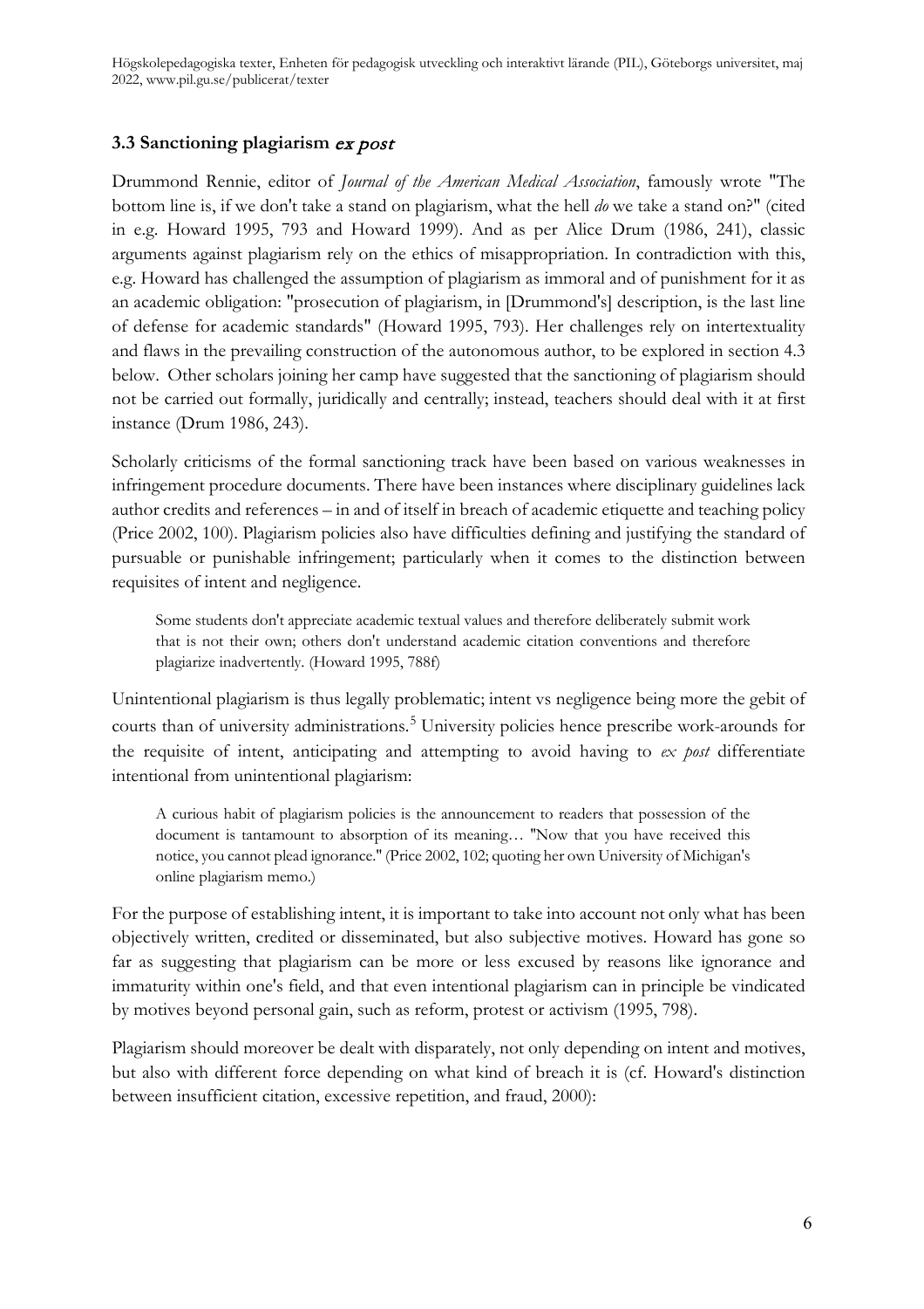### 3.3 Sanctioning plagiarism *ex post*

Drummond Rennie, editor of *Journal of the American Medical Association*, famously wrote "The bottom line is, if we don't take a stand on plagiarism, what the hell *do* we take a stand on?" (cited in e.g. Howard 1995, 793 and Howard 1999). And as per Alice Drum (1986, 241), classic arguments against plagiarism rely on the ethics of misappropriation. In contradiction with this, e.g. Howard has challenged the assumption of plagiarism as immoral and of punishment for it as an academic obligation: "prosecution of plagiarism, in [Drummond's] description, is the last line of defense for academic standards" (Howard 1995, 793). Her challenges rely on intertextuality and flaws in the prevailing construction of the autonomous author, to be explored in section 4.3 below. Other scholars joining her camp have suggested that the sanctioning of plagiarism should not be carried out formally, juridically and centrally; instead, teachers should deal with it at first instance (Drum 1986, 243).

Scholarly criticisms of the formal sanctioning track have been based on various weaknesses in infringement procedure documents. There have been instances where disciplinary guidelines lack author credits and references – in and of itself in breach of academic etiquette and teaching policy (Price 2002, 100). Plagiarism policies also have difficulties defining and justifying the standard of pursuable or punishable infringement; particularly when it comes to the distinction between requisites of intent and negligence.

> Some students don't appreciate academic textual values and therefore deliberately submit work that is not their own; others don't understand academic citation conventions and therefore plagiarize inadvertently. (Howard 1995, 788f)

Unintentional plagiarism is thus legally problematic; intent vs negligence being more the gebit of courts than of university administrations.[5] University policies hence prescribe work-arounds for the requisite of intent, anticipating and attempting to avoid having to *ex post* differentiate intentional from unintentional plagiarism:

> A curious habit of plagiarism policies is the announcement to readers that possession of the document is tantamount to absorption of its meaning… "Now that you have received this notice, you cannot plead ignorance." (Price 2002, 102; quoting her own University of Michigan's online plagiarism memo.)

For the purpose of establishing intent, it is important to take into account not only what has been objectively written, credited or disseminated, but also subjective motives. Howard has gone so far as suggesting that plagiarism can be more or less excused by reasons like ignorance and immaturity within one's field, and that even intentional plagiarism can in principle be vindicated by motives beyond personal gain, such as reform, protest or activism (1995, 798).

Plagiarism should moreover be dealt with disparately, not only depending on intent and motives, but also with different force depending on what kind of breach it is (cf. Howard's distinction between insufficient citation, excessive repetition, and fraud, 2000):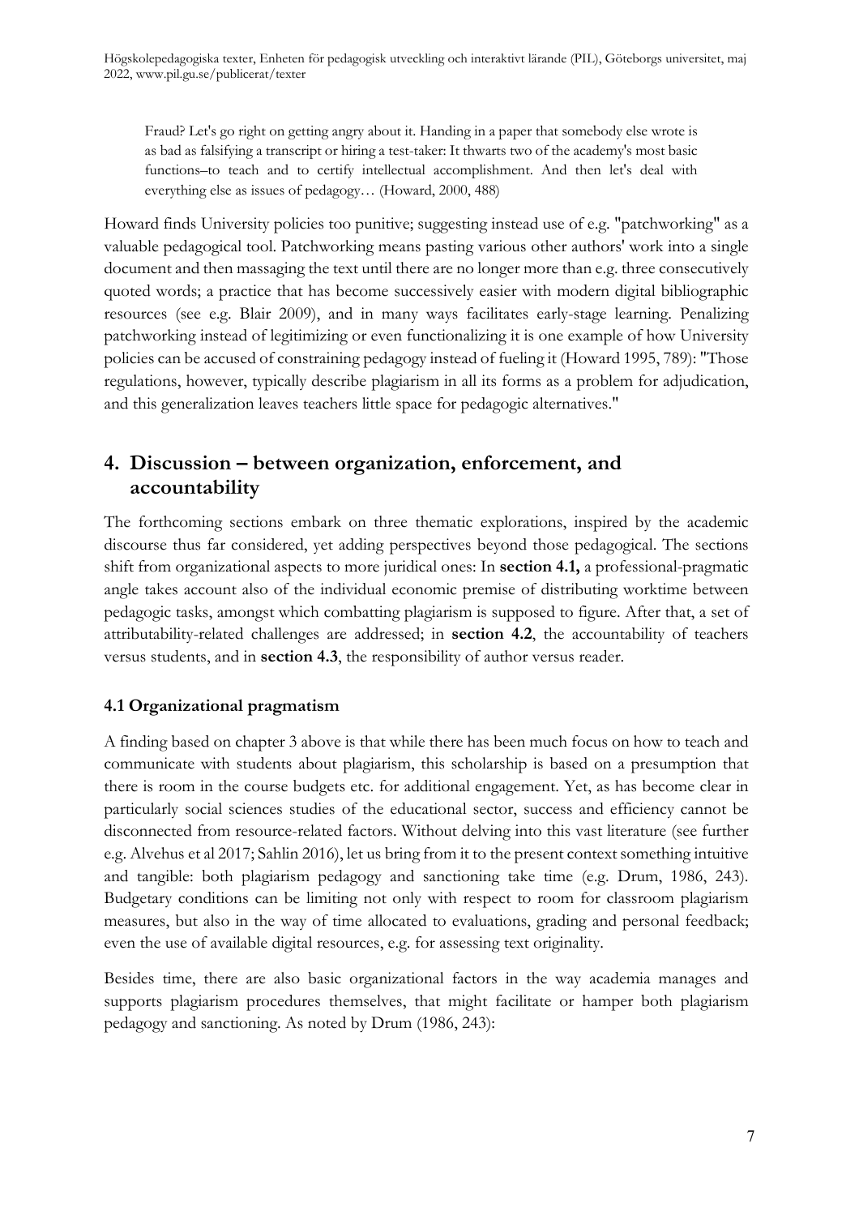> Fraud? Let's go right on getting angry about it. Handing in a paper that somebody else wrote is as bad as falsifying a transcript or hiring a test-taker: It thwarts two of the academy's most basic functions–to teach and to certify intellectual accomplishment. And then let's deal with everything else as issues of pedagogy… (Howard, 2000, 488)

Howard finds University policies too punitive; suggesting instead use of e.g. "patchworking" as a valuable pedagogical tool. Patchworking means pasting various other authors' work into a single document and then massaging the text until there are no longer more than e.g. three consecutively quoted words; a practice that has become successively easier with modern digital bibliographic resources (see e.g. Blair 2009), and in many ways facilitates early-stage learning. Penalizing patchworking instead of legitimizing or even functionalizing it is one example of how University policies can be accused of constraining pedagogy instead of fueling it (Howard 1995, 789): "Those regulations, however, typically describe plagiarism in all its forms as a problem for adjudication, and this generalization leaves teachers little space for pedagogic alternatives."

## 4. Discussion – between organization, enforcement, and accountability

The forthcoming sections embark on three thematic explorations, inspired by the academic discourse thus far considered, yet adding perspectives beyond those pedagogical. The sections shift from organizational aspects to more juridical ones: In **section 4.1,** a professional-pragmatic angle takes account also of the individual economic premise of distributing worktime between pedagogic tasks, amongst which combatting plagiarism is supposed to figure. After that, a set of attributability-related challenges are addressed; in **section 4.2**, the accountability of teachers versus students, and in **section 4.3**, the responsibility of author versus reader.

### 4.1 Organizational pragmatism

A finding based on chapter 3 above is that while there has been much focus on how to teach and communicate with students about plagiarism, this scholarship is based on a presumption that there is room in the course budgets etc. for additional engagement. Yet, as has become clear in particularly social sciences studies of the educational sector, success and efficiency cannot be disconnected from resource-related factors. Without delving into this vast literature (see further e.g. Alvehus et al 2017; Sahlin 2016), let us bring from it to the present context something intuitive and tangible: both plagiarism pedagogy and sanctioning take time (e.g. Drum, 1986, 243). Budgetary conditions can be limiting not only with respect to room for classroom plagiarism measures, but also in the way of time allocated to evaluations, grading and personal feedback; even the use of available digital resources, e.g. for assessing text originality.

Besides time, there are also basic organizational factors in the way academia manages and supports plagiarism procedures themselves, that might facilitate or hamper both plagiarism pedagogy and sanctioning. As noted by Drum (1986, 243):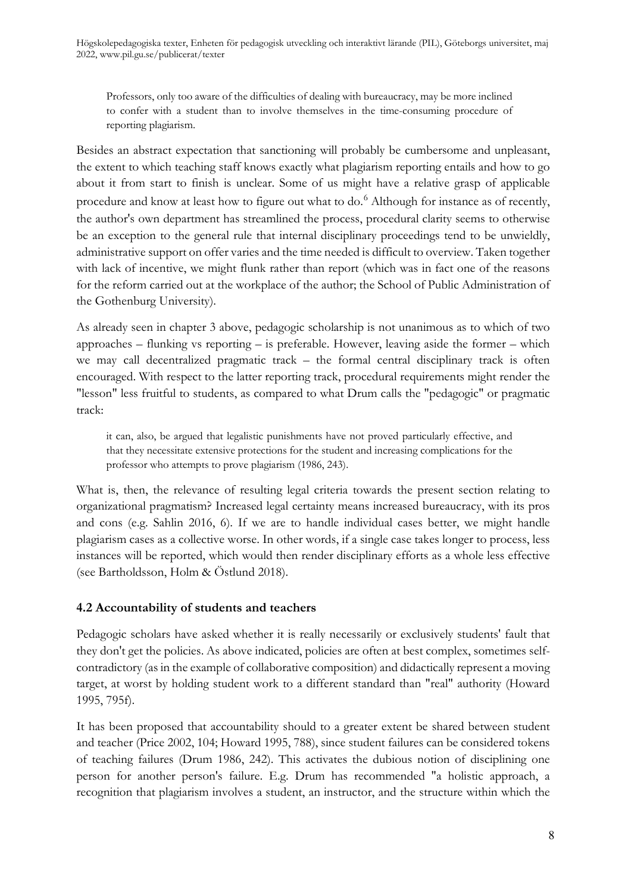> Professors, only too aware of the difficulties of dealing with bureaucracy, may be more inclined to confer with a student than to involve themselves in the time-consuming procedure of reporting plagiarism.

Besides an abstract expectation that sanctioning will probably be cumbersome and unpleasant, the extent to which teaching staff knows exactly what plagiarism reporting entails and how to go about it from start to finish is unclear. Some of us might have a relative grasp of applicable procedure and know at least how to figure out what to do.[6] Although for instance as of recently, the author's own department has streamlined the process, procedural clarity seems to otherwise be an exception to the general rule that internal disciplinary proceedings tend to be unwieldly, administrative support on offer varies and the time needed is difficult to overview. Taken together with lack of incentive, we might flunk rather than report (which was in fact one of the reasons for the reform carried out at the workplace of the author; the School of Public Administration of the Gothenburg University).

As already seen in chapter 3 above, pedagogic scholarship is not unanimous as to which of two approaches – flunking vs reporting – is preferable. However, leaving aside the former – which we may call decentralized pragmatic track – the formal central disciplinary track is often encouraged. With respect to the latter reporting track, procedural requirements might render the "lesson" less fruitful to students, as compared to what Drum calls the "pedagogic" or pragmatic track:

> it can, also, be argued that legalistic punishments have not proved particularly effective, and that they necessitate extensive protections for the student and increasing complications for the professor who attempts to prove plagiarism (1986, 243).

What is, then, the relevance of resulting legal criteria towards the present section relating to organizational pragmatism? Increased legal certainty means increased bureaucracy, with its pros and cons (e.g. Sahlin 2016, 6). If we are to handle individual cases better, we might handle plagiarism cases as a collective worse. In other words, if a single case takes longer to process, less instances will be reported, which would then render disciplinary efforts as a whole less effective (see Bartholdsson, Holm & Östlund 2018).

### 4.2 Accountability of students and teachers

Pedagogic scholars have asked whether it is really necessarily or exclusively students' fault that they don't get the policies. As above indicated, policies are often at best complex, sometimes self-contradictory (as in the example of collaborative composition) and didactically represent a moving target, at worst by holding student work to a different standard than "real" authority (Howard 1995, 795f).

It has been proposed that accountability should to a greater extent be shared between student and teacher (Price 2002, 104; Howard 1995, 788), since student failures can be considered tokens of teaching failures (Drum 1986, 242). This activates the dubious notion of disciplining one person for another person's failure. E.g. Drum has recommended "a holistic approach, a recognition that plagiarism involves a student, an instructor, and the structure within which the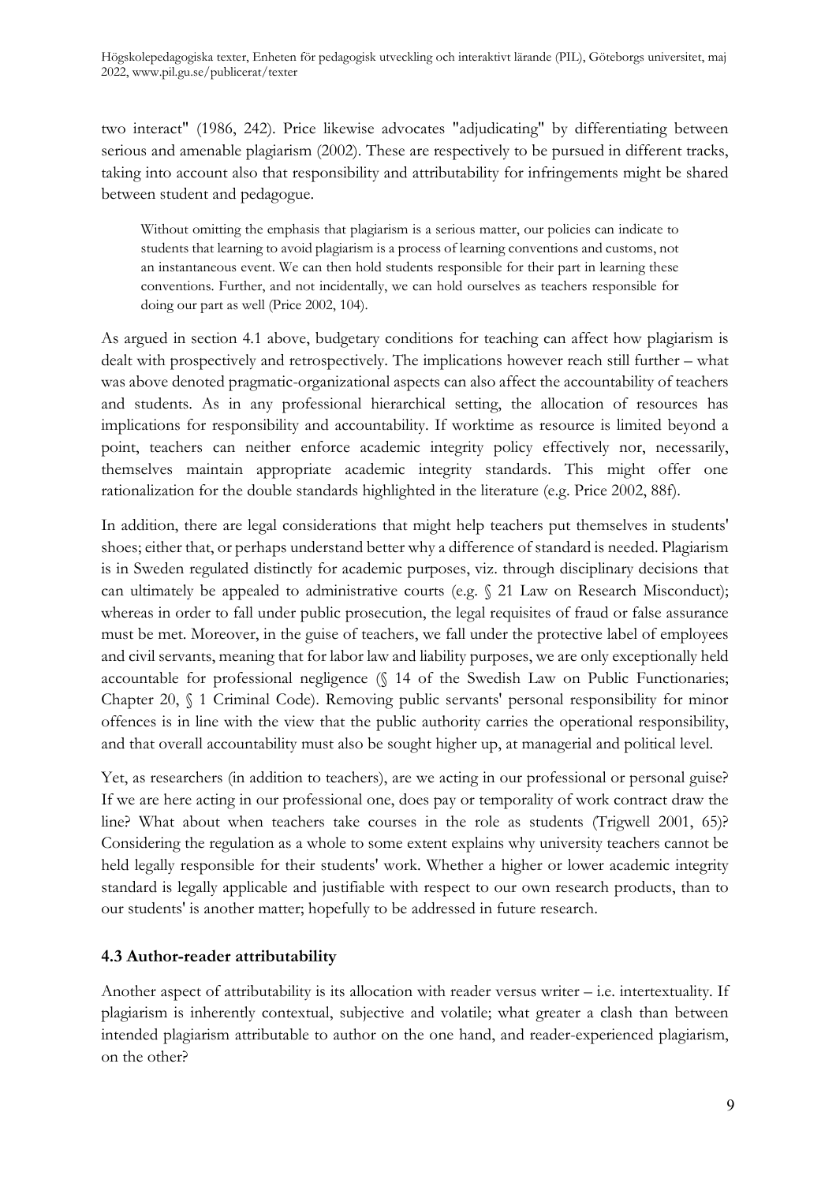two interact" (1986, 242). Price likewise advocates "adjudicating" by differentiating between serious and amenable plagiarism (2002). These are respectively to be pursued in different tracks, taking into account also that responsibility and attributability for infringements might be shared between student and pedagogue.

> Without omitting the emphasis that plagiarism is a serious matter, our policies can indicate to students that learning to avoid plagiarism is a process of learning conventions and customs, not an instantaneous event. We can then hold students responsible for their part in learning these conventions. Further, and not incidentally, we can hold ourselves as teachers responsible for doing our part as well (Price 2002, 104).

As argued in section 4.1 above, budgetary conditions for teaching can affect how plagiarism is dealt with prospectively and retrospectively. The implications however reach still further – what was above denoted pragmatic-organizational aspects can also affect the accountability of teachers and students. As in any professional hierarchical setting, the allocation of resources has implications for responsibility and accountability. If worktime as resource is limited beyond a point, teachers can neither enforce academic integrity policy effectively nor, necessarily, themselves maintain appropriate academic integrity standards. This might offer one rationalization for the double standards highlighted in the literature (e.g. Price 2002, 88f).

In addition, there are legal considerations that might help teachers put themselves in students' shoes; either that, or perhaps understand better why a difference of standard is needed. Plagiarism is in Sweden regulated distinctly for academic purposes, viz. through disciplinary decisions that can ultimately be appealed to administrative courts (e.g. § 21 Law on Research Misconduct); whereas in order to fall under public prosecution, the legal requisites of fraud or false assurance must be met. Moreover, in the guise of teachers, we fall under the protective label of employees and civil servants, meaning that for labor law and liability purposes, we are only exceptionally held accountable for professional negligence (§ 14 of the Swedish Law on Public Functionaries; Chapter 20, § 1 Criminal Code). Removing public servants' personal responsibility for minor offences is in line with the view that the public authority carries the operational responsibility, and that overall accountability must also be sought higher up, at managerial and political level.

Yet, as researchers (in addition to teachers), are we acting in our professional or personal guise? If we are here acting in our professional one, does pay or temporality of work contract draw the line? What about when teachers take courses in the role as students (Trigwell 2001, 65)? Considering the regulation as a whole to some extent explains why university teachers cannot be held legally responsible for their students' work. Whether a higher or lower academic integrity standard is legally applicable and justifiable with respect to our own research products, than to our students' is another matter; hopefully to be addressed in future research.

### 4.3 Author-reader attributability

Another aspect of attributability is its allocation with reader versus writer – i.e. intertextuality. If plagiarism is inherently contextual, subjective and volatile; what greater a clash than between intended plagiarism attributable to author on the one hand, and reader-experienced plagiarism, on the other?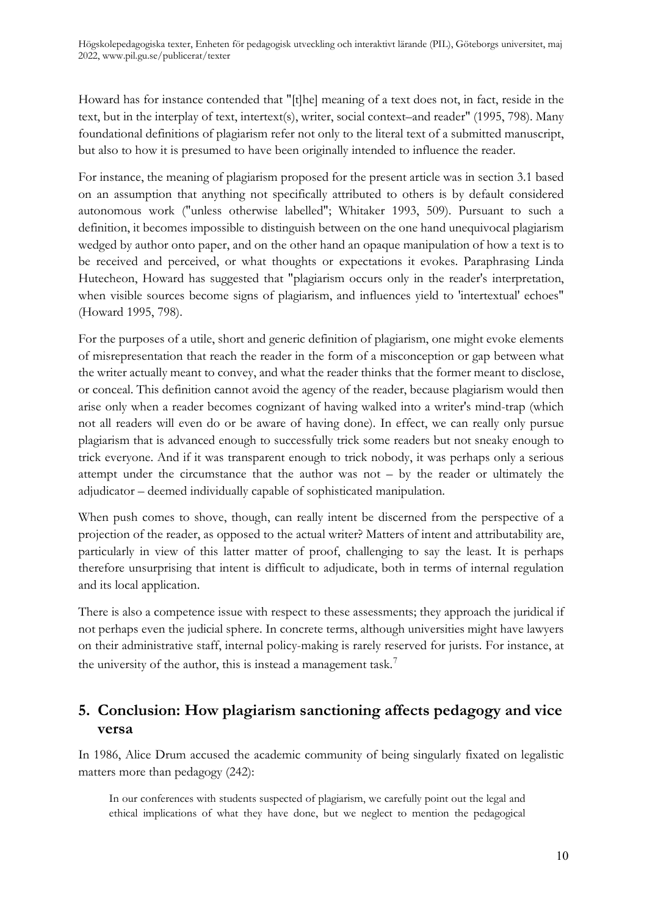Howard has for instance contended that "[t]he] meaning of a text does not, in fact, reside in the text, but in the interplay of text, intertext(s), writer, social context–and reader" (1995, 798). Many foundational definitions of plagiarism refer not only to the literal text of a submitted manuscript, but also to how it is presumed to have been originally intended to influence the reader.

For instance, the meaning of plagiarism proposed for the present article was in section 3.1 based on an assumption that anything not specifically attributed to others is by default considered autonomous work ("unless otherwise labelled"; Whitaker 1993, 509). Pursuant to such a definition, it becomes impossible to distinguish between on the one hand unequivocal plagiarism wedged by author onto paper, and on the other hand an opaque manipulation of how a text is to be received and perceived, or what thoughts or expectations it evokes. Paraphrasing Linda Hutecheon, Howard has suggested that "plagiarism occurs only in the reader's interpretation, when visible sources become signs of plagiarism, and influences yield to 'intertextual' echoes" (Howard 1995, 798).

For the purposes of a utile, short and generic definition of plagiarism, one might evoke elements of misrepresentation that reach the reader in the form of a misconception or gap between what the writer actually meant to convey, and what the reader thinks that the former meant to disclose, or conceal. This definition cannot avoid the agency of the reader, because plagiarism would then arise only when a reader becomes cognizant of having walked into a writer's mind-trap (which not all readers will even do or be aware of having done). In effect, we can really only pursue plagiarism that is advanced enough to successfully trick some readers but not sneaky enough to trick everyone. And if it was transparent enough to trick nobody, it was perhaps only a serious attempt under the circumstance that the author was not – by the reader or ultimately the adjudicator – deemed individually capable of sophisticated manipulation.

When push comes to shove, though, can really intent be discerned from the perspective of a projection of the reader, as opposed to the actual writer? Matters of intent and attributability are, particularly in view of this latter matter of proof, challenging to say the least. It is perhaps therefore unsurprising that intent is difficult to adjudicate, both in terms of internal regulation and its local application.

There is also a competence issue with respect to these assessments; they approach the juridical if not perhaps even the judicial sphere. In concrete terms, although universities might have lawyers on their administrative staff, internal policy-making is rarely reserved for jurists. For instance, at the university of the author, this is instead a management task.[7]

## 5. Conclusion: How plagiarism sanctioning affects pedagogy and vice versa

In 1986, Alice Drum accused the academic community of being singularly fixated on legalistic matters more than pedagogy (242):

> In our conferences with students suspected of plagiarism, we carefully point out the legal and ethical implications of what they have done, but we neglect to mention the pedagogical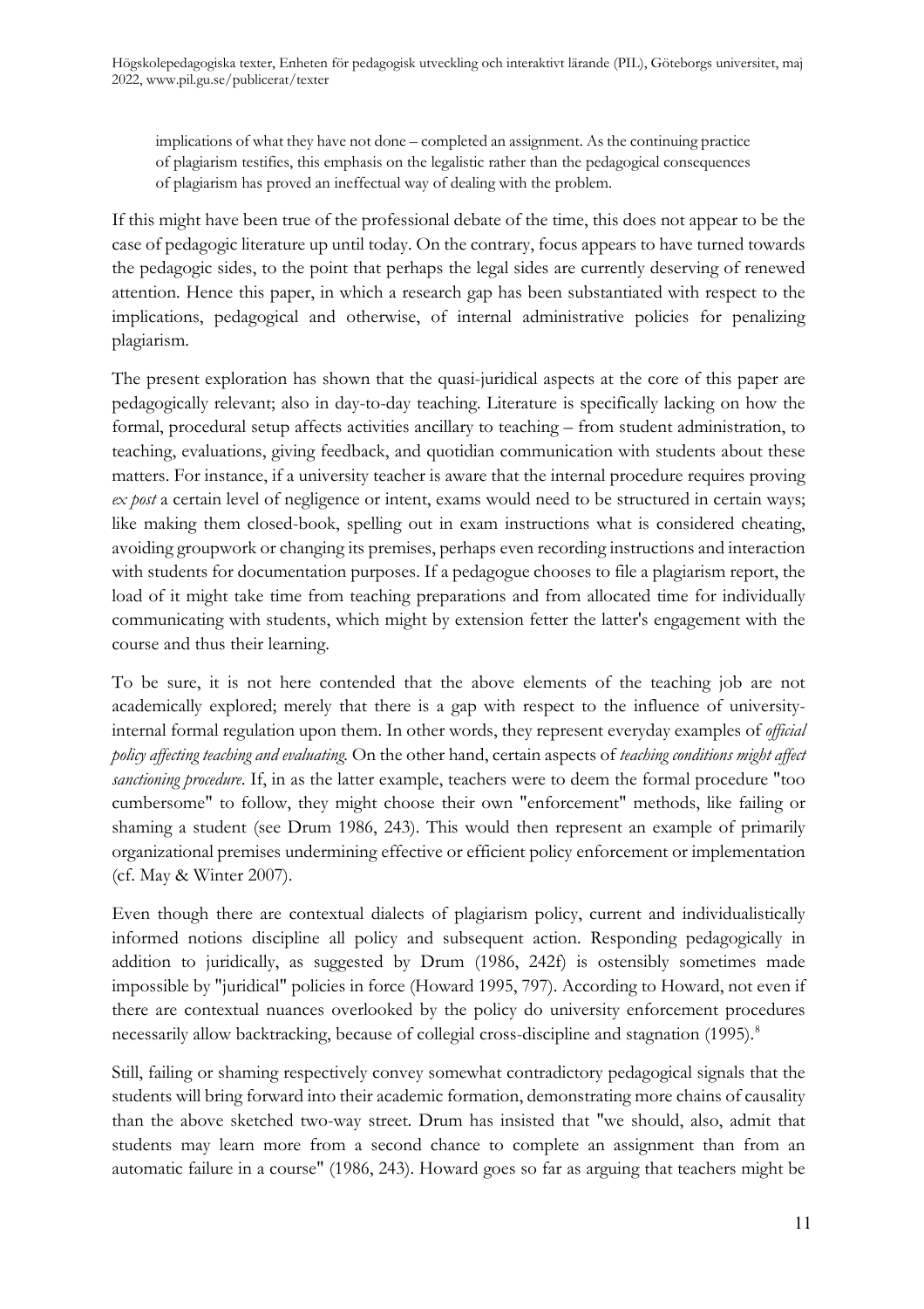> implications of what they have not done – completed an assignment. As the continuing practice of plagiarism testifies, this emphasis on the legalistic rather than the pedagogical consequences of plagiarism has proved an ineffectual way of dealing with the problem.

If this might have been true of the professional debate of the time, this does not appear to be the case of pedagogic literature up until today. On the contrary, focus appears to have turned towards the pedagogic sides, to the point that perhaps the legal sides are currently deserving of renewed attention. Hence this paper, in which a research gap has been substantiated with respect to the implications, pedagogical and otherwise, of internal administrative policies for penalizing plagiarism.

The present exploration has shown that the quasi-juridical aspects at the core of this paper are pedagogically relevant; also in day-to-day teaching. Literature is specifically lacking on how the formal, procedural setup affects activities ancillary to teaching – from student administration, to teaching, evaluations, giving feedback, and quotidian communication with students about these matters. For instance, if a university teacher is aware that the internal procedure requires proving *ex post* a certain level of negligence or intent, exams would need to be structured in certain ways; like making them closed-book, spelling out in exam instructions what is considered cheating, avoiding groupwork or changing its premises, perhaps even recording instructions and interaction with students for documentation purposes. If a pedagogue chooses to file a plagiarism report, the load of it might take time from teaching preparations and from allocated time for individually communicating with students, which might by extension fetter the latter's engagement with the course and thus their learning.

To be sure, it is not here contended that the above elements of the teaching job are not academically explored; merely that there is a gap with respect to the influence of university-internal formal regulation upon them. In other words, they represent everyday examples of *official policy affecting teaching and evaluating.* On the other hand, certain aspects of *teaching conditions might affect sanctioning procedure*. If, in as the latter example, teachers were to deem the formal procedure "too cumbersome" to follow, they might choose their own "enforcement" methods, like failing or shaming a student (see Drum 1986, 243). This would then represent an example of primarily organizational premises undermining effective or efficient policy enforcement or implementation (cf. May & Winter 2007).

Even though there are contextual dialects of plagiarism policy, current and individualistically informed notions discipline all policy and subsequent action. Responding pedagogically in addition to juridically, as suggested by Drum (1986, 242f) is ostensibly sometimes made impossible by "juridical" policies in force (Howard 1995, 797). According to Howard, not even if there are contextual nuances overlooked by the policy do university enforcement procedures necessarily allow backtracking, because of collegial cross-discipline and stagnation (1995).[8]

Still, failing or shaming respectively convey somewhat contradictory pedagogical signals that the students will bring forward into their academic formation, demonstrating more chains of causality than the above sketched two-way street. Drum has insisted that "we should, also, admit that students may learn more from a second chance to complete an assignment than from an automatic failure in a course" (1986, 243). Howard goes so far as arguing that teachers might be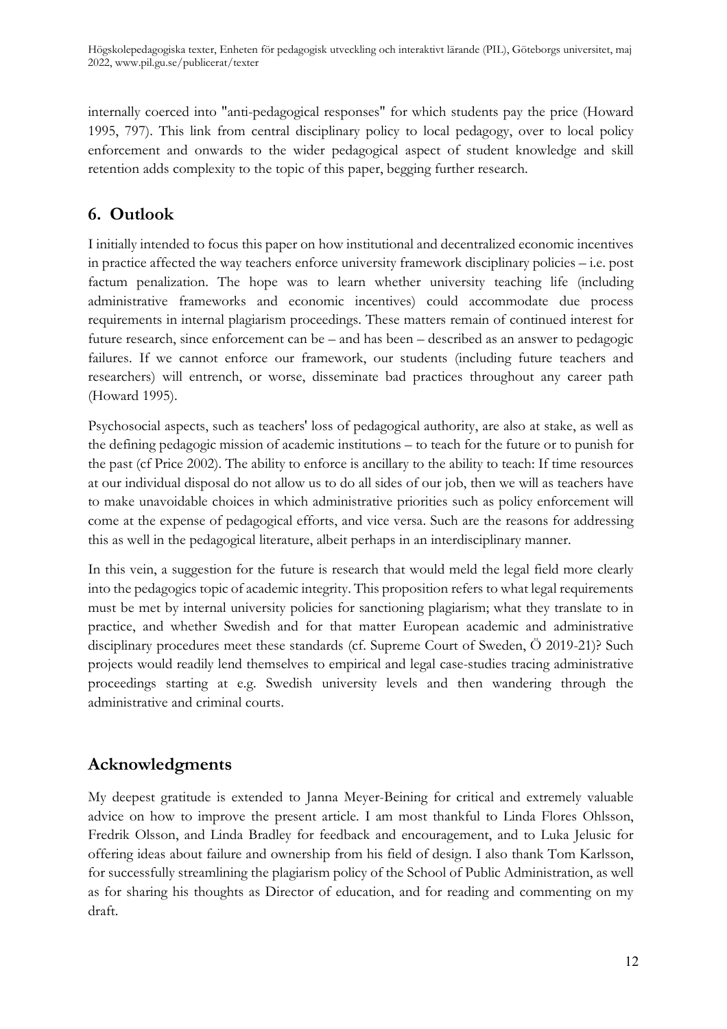internally coerced into "anti-pedagogical responses" for which students pay the price (Howard 1995, 797). This link from central disciplinary policy to local pedagogy, over to local policy enforcement and onwards to the wider pedagogical aspect of student knowledge and skill retention adds complexity to the topic of this paper, begging further research.

## 6. Outlook

I initially intended to focus this paper on how institutional and decentralized economic incentives in practice affected the way teachers enforce university framework disciplinary policies – i.e. post factum penalization. The hope was to learn whether university teaching life (including administrative frameworks and economic incentives) could accommodate due process requirements in internal plagiarism proceedings. These matters remain of continued interest for future research, since enforcement can be – and has been – described as an answer to pedagogic failures. If we cannot enforce our framework, our students (including future teachers and researchers) will entrench, or worse, disseminate bad practices throughout any career path (Howard 1995).

Psychosocial aspects, such as teachers' loss of pedagogical authority, are also at stake, as well as the defining pedagogic mission of academic institutions – to teach for the future or to punish for the past (cf Price 2002). The ability to enforce is ancillary to the ability to teach: If time resources at our individual disposal do not allow us to do all sides of our job, then we will as teachers have to make unavoidable choices in which administrative priorities such as policy enforcement will come at the expense of pedagogical efforts, and vice versa. Such are the reasons for addressing this as well in the pedagogical literature, albeit perhaps in an interdisciplinary manner.

In this vein, a suggestion for the future is research that would meld the legal field more clearly into the pedagogics topic of academic integrity. This proposition refers to what legal requirements must be met by internal university policies for sanctioning plagiarism; what they translate to in practice, and whether Swedish and for that matter European academic and administrative disciplinary procedures meet these standards (cf. Supreme Court of Sweden, Ö 2019-21)? Such projects would readily lend themselves to empirical and legal case-studies tracing administrative proceedings starting at e.g. Swedish university levels and then wandering through the administrative and criminal courts.

## Acknowledgments

My deepest gratitude is extended to Janna Meyer-Beining for critical and extremely valuable advice on how to improve the present article. I am most thankful to Linda Flores Ohlsson, Fredrik Olsson, and Linda Bradley for feedback and encouragement, and to Luka Jelusic for offering ideas about failure and ownership from his field of design. I also thank Tom Karlsson, for successfully streamlining the plagiarism policy of the School of Public Administration, as well as for sharing his thoughts as Director of education, and for reading and commenting on my draft.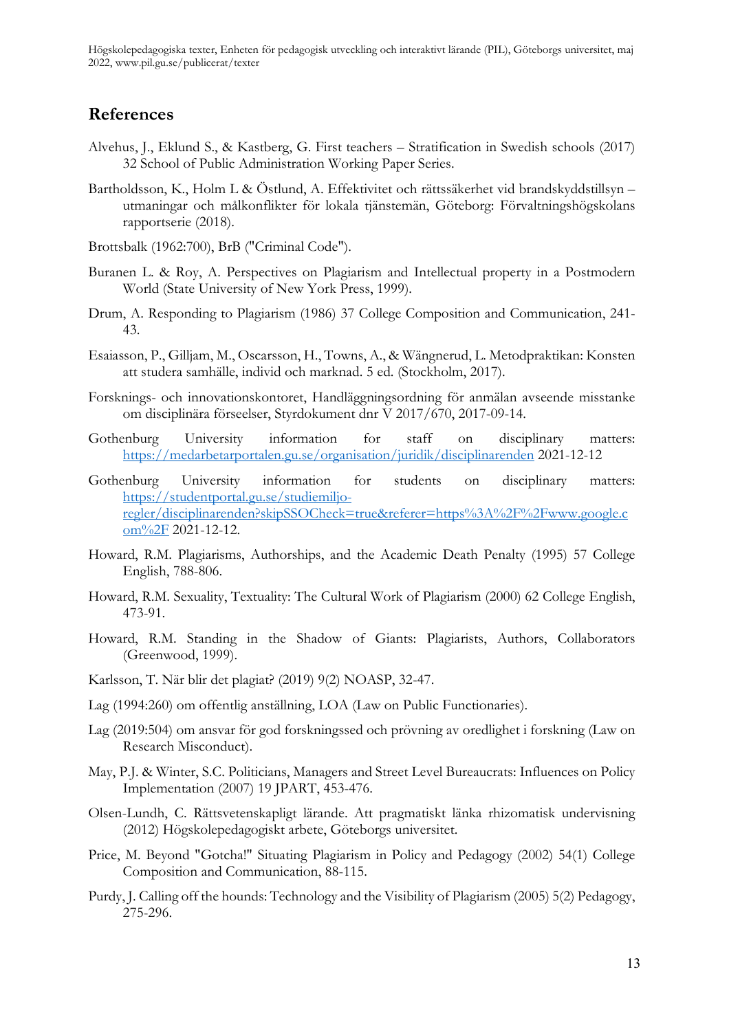## References

Alvehus, J., Eklund S., & Kastberg, G. First teachers – Stratification in Swedish schools (2017) 32 School of Public Administration Working Paper Series.

Bartholdsson, K., Holm L & Östlund, A. Effektivitet och rättssäkerhet vid brandskyddstillsyn – utmaningar och målkonflikter för lokala tjänstemän, Göteborg: Förvaltningshögskolans rapportserie (2018).

Brottsbalk (1962:700), BrB ("Criminal Code").

Buranen L. & Roy, A. Perspectives on Plagiarism and Intellectual property in a Postmodern World (State University of New York Press, 1999).

Drum, A. Responding to Plagiarism (1986) 37 College Composition and Communication, 241-43.

Esaiasson, P., Gilljam, M., Oscarsson, H., Towns, A., & Wängnerud, L. Metodpraktikan: Konsten att studera samhälle, individ och marknad. 5 ed. (Stockholm, 2017).

Forsknings- och innovationskontoret, Handläggningsordning för anmälan avseende misstanke om disciplinära förseelser, Styrdokument dnr V 2017/670, 2017-09-14.

Gothenburg University information for staff on disciplinary matters: https://medarbetarportalen.gu.se/organisation/juridik/disciplinarenden 2021-12-12

Gothenburg University information for students on disciplinary matters: https://studentportal.gu.se/studiemiljo-regler/disciplinarenden?skipSSOCheck=true&referer=https%3A%2F%2Fwww.google.com%2F 2021-12-12.

Howard, R.M. Plagiarisms, Authorships, and the Academic Death Penalty (1995) 57 College English, 788-806.

Howard, R.M. Sexuality, Textuality: The Cultural Work of Plagiarism (2000) 62 College English, 473-91.

Howard, R.M. Standing in the Shadow of Giants: Plagiarists, Authors, Collaborators (Greenwood, 1999).

Karlsson, T. När blir det plagiat? (2019) 9(2) NOASP, 32-47.

Lag (1994:260) om offentlig anställning, LOA (Law on Public Functionaries).

Lag (2019:504) om ansvar för god forskningssed och prövning av oredlighet i forskning (Law on Research Misconduct).

May, P.J. & Winter, S.C. Politicians, Managers and Street Level Bureaucrats: Influences on Policy Implementation (2007) 19 JPART, 453-476.

Olsen-Lundh, C. Rättsvetenskapligt lärande. Att pragmatiskt länka rhizomatisk undervisning (2012) Högskolepedagogiskt arbete, Göteborgs universitet.

Price, M. Beyond "Gotcha!" Situating Plagiarism in Policy and Pedagogy (2002) 54(1) College Composition and Communication, 88-115.

Purdy, J. Calling off the hounds: Technology and the Visibility of Plagiarism (2005) 5(2) Pedagogy, 275-296.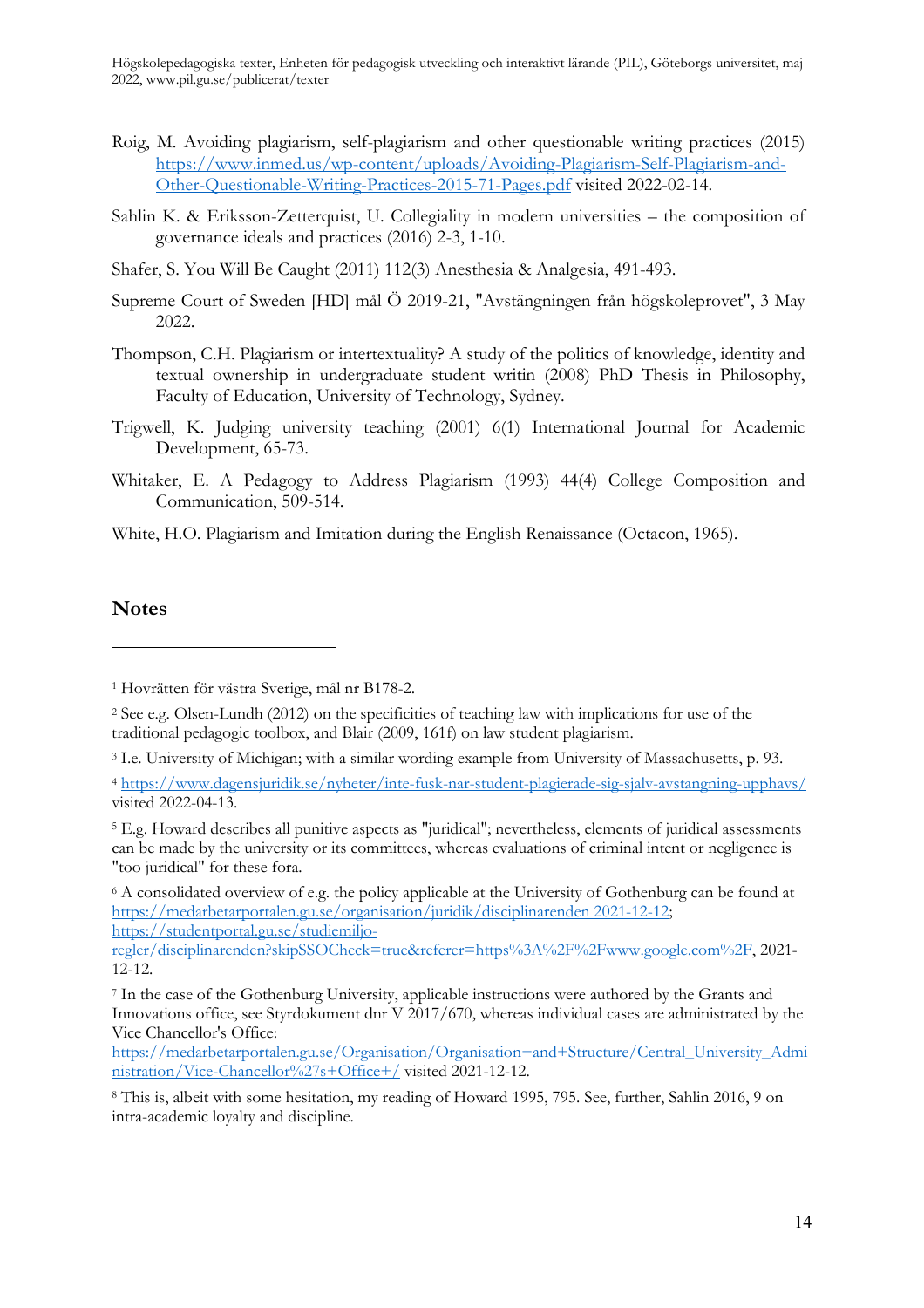Roig, M. Avoiding plagiarism, self-plagiarism and other questionable writing practices (2015) [https://www.inmed.us/wp-content/uploads/Avoiding-Plagiarism-Self-Plagiarism-and-Other-Questionable-Writing-Practices-2015-71-Pages.pdf](https://www.inmed.us/wp-content/uploads/Avoiding-Plagiarism-Self-Plagiarism-and-Other-Questionable-Writing-Practices-2015-71-Pages.pdf) visited 2022-02-14.

Sahlin K. & Eriksson-Zetterquist, U. Collegiality in modern universities – the composition of governance ideals and practices (2016) 2-3, 1-10.

Shafer, S. You Will Be Caught (2011) 112(3) Anesthesia & Analgesia, 491-493.

Supreme Court of Sweden [HD] mål Ö 2019-21, "Avstängningen från högskoleprovet", 3 May 2022.

Thompson, C.H. Plagiarism or intertextuality? A study of the politics of knowledge, identity and textual ownership in undergraduate student writin (2008) PhD Thesis in Philosophy, Faculty of Education, University of Technology, Sydney.

Trigwell, K. Judging university teaching (2001) 6(1) International Journal for Academic Development, 65-73.

Whitaker, E. A Pedagogy to Address Plagiarism (1993) 44(4) College Composition and Communication, 509-514.

White, H.O. Plagiarism and Imitation during the English Renaissance (Octacon, 1965).

## Notes

---

[1] Hovrätten för västra Sverige, mål nr B178-2.

[2] See e.g. Olsen-Lundh (2012) on the specificities of teaching law with implications for use of the traditional pedagogic toolbox, and Blair (2009, 161f) on law student plagiarism.

[3] I.e. University of Michigan; with a similar wording example from University of Massachusetts, p. 93.

[4] [https://www.dagensjuridik.se/nyheter/inte-fusk-nar-student-plagierade-sig-sjalv-avstangning-upphavs/](https://www.dagensjuridik.se/nyheter/inte-fusk-nar-student-plagierade-sig-sjalv-avstangning-upphavs/) visited 2022-04-13.

[5] E.g. Howard describes all punitive aspects as "juridical"; nevertheless, elements of juridical assessments can be made by the university or its committees, whereas evaluations of criminal intent or negligence is "too juridical" for these fora.

[6] A consolidated overview of e.g. the policy applicable at the University of Gothenburg can be found at [https://medarbetarportalen.gu.se/organisation/juridik/disciplinarenden 2021-12-12](https://medarbetarportalen.gu.se/organisation/juridik/disciplinarenden); [https://studentportal.gu.se/studiemiljo-regler/disciplinarenden?skipSSOCheck=true&referer=https%3A%2F%2Fwww.google.com%2F](https://studentportal.gu.se/studiemiljo-regler/disciplinarenden?skipSSOCheck=true&referer=https%3A%2F%2Fwww.google.com%2F), 2021-12-12.

[7] In the case of the Gothenburg University, applicable instructions were authored by the Grants and Innovations office, see Styrdokument dnr V 2017/670, whereas individual cases are administrated by the Vice Chancellor's Office: [https://medarbetarportalen.gu.se/Organisation/Organisation+and+Structure/Central_University_Administration/Vice-Chancellor%27s+Office+/](https://medarbetarportalen.gu.se/Organisation/Organisation+and+Structure/Central_University_Administration/Vice-Chancellor%27s+Office+/) visited 2021-12-12.

[8] This is, albeit with some hesitation, my reading of Howard 1995, 795. See, further, Sahlin 2016, 9 on intra-academic loyalty and discipline.